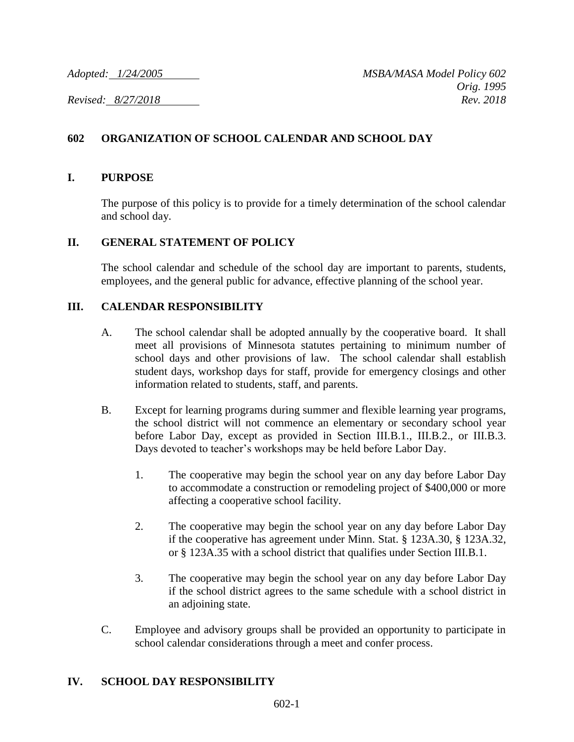*Adopted: 1/24/2005* *MSBA/MASA Model Policy 602*
*Orig. 1995*
*Revised: 8/27/2018* *Rev. 2018*

# 602 ORGANIZATION OF SCHOOL CALENDAR AND SCHOOL DAY

## I. PURPOSE

The purpose of this policy is to provide for a timely determination of the school calendar and school day.

## II. GENERAL STATEMENT OF POLICY

The school calendar and schedule of the school day are important to parents, students, employees, and the general public for advance, effective planning of the school year.

## III. CALENDAR RESPONSIBILITY

A. The school calendar shall be adopted annually by the cooperative board. It shall meet all provisions of Minnesota statutes pertaining to minimum number of school days and other provisions of law. The school calendar shall establish student days, workshop days for staff, provide for emergency closings and other information related to students, staff, and parents.

B. Except for learning programs during summer and flexible learning year programs, the school district will not commence an elementary or secondary school year before Labor Day, except as provided in Section III.B.1., III.B.2., or III.B.3. Days devoted to teacher's workshops may be held before Labor Day.

1. The cooperative may begin the school year on any day before Labor Day to accommodate a construction or remodeling project of $400,000 or more affecting a cooperative school facility.

2. The cooperative may begin the school year on any day before Labor Day if the cooperative has agreement under Minn. Stat. § 123A.30, § 123A.32, or § 123A.35 with a school district that qualifies under Section III.B.1.

3. The cooperative may begin the school year on any day before Labor Day if the school district agrees to the same schedule with a school district in an adjoining state.

C. Employee and advisory groups shall be provided an opportunity to participate in school calendar considerations through a meet and confer process.

## IV. SCHOOL DAY RESPONSIBILITY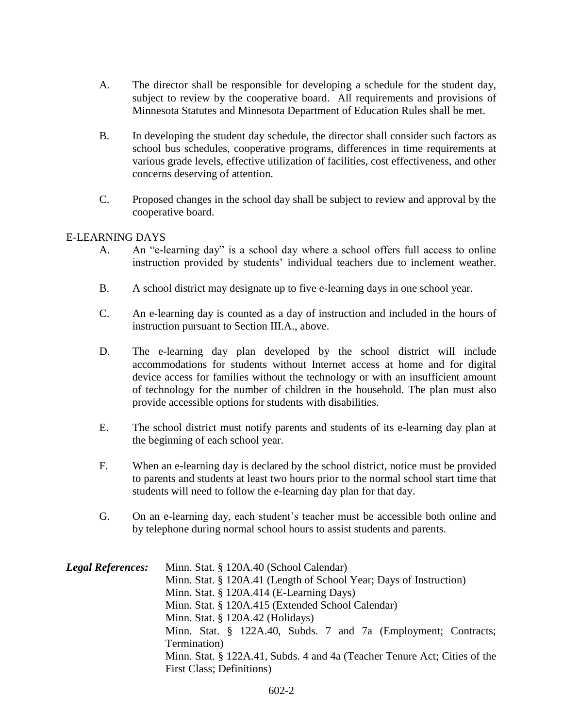A. The director shall be responsible for developing a schedule for the student day, subject to review by the cooperative board. All requirements and provisions of Minnesota Statutes and Minnesota Department of Education Rules shall be met.

B. In developing the student day schedule, the director shall consider such factors as school bus schedules, cooperative programs, differences in time requirements at various grade levels, effective utilization of facilities, cost effectiveness, and other concerns deserving of attention.

C. Proposed changes in the school day shall be subject to review and approval by the cooperative board.

E-LEARNING DAYS

A. An "e-learning day" is a school day where a school offers full access to online instruction provided by students' individual teachers due to inclement weather.

B. A school district may designate up to five e-learning days in one school year.

C. An e-learning day is counted as a day of instruction and included in the hours of instruction pursuant to Section III.A., above.

D. The e-learning day plan developed by the school district will include accommodations for students without Internet access at home and for digital device access for families without the technology or with an insufficient amount of technology for the number of children in the household. The plan must also provide accessible options for students with disabilities.

E. The school district must notify parents and students of its e-learning day plan at the beginning of each school year.

F. When an e-learning day is declared by the school district, notice must be provided to parents and students at least two hours prior to the normal school start time that students will need to follow the e-learning day plan for that day.

G. On an e-learning day, each student's teacher must be accessible both online and by telephone during normal school hours to assist students and parents.

***Legal References:***
Minn. Stat. § 120A.40 (School Calendar)
Minn. Stat. § 120A.41 (Length of School Year; Days of Instruction)
Minn. Stat. § 120A.414 (E-Learning Days)
Minn. Stat. § 120A.415 (Extended School Calendar)
Minn. Stat. § 120A.42 (Holidays)
Minn. Stat. § 122A.40, Subds. 7 and 7a (Employment; Contracts; Termination)
Minn. Stat. § 122A.41, Subds. 4 and 4a (Teacher Tenure Act; Cities of the First Class; Definitions)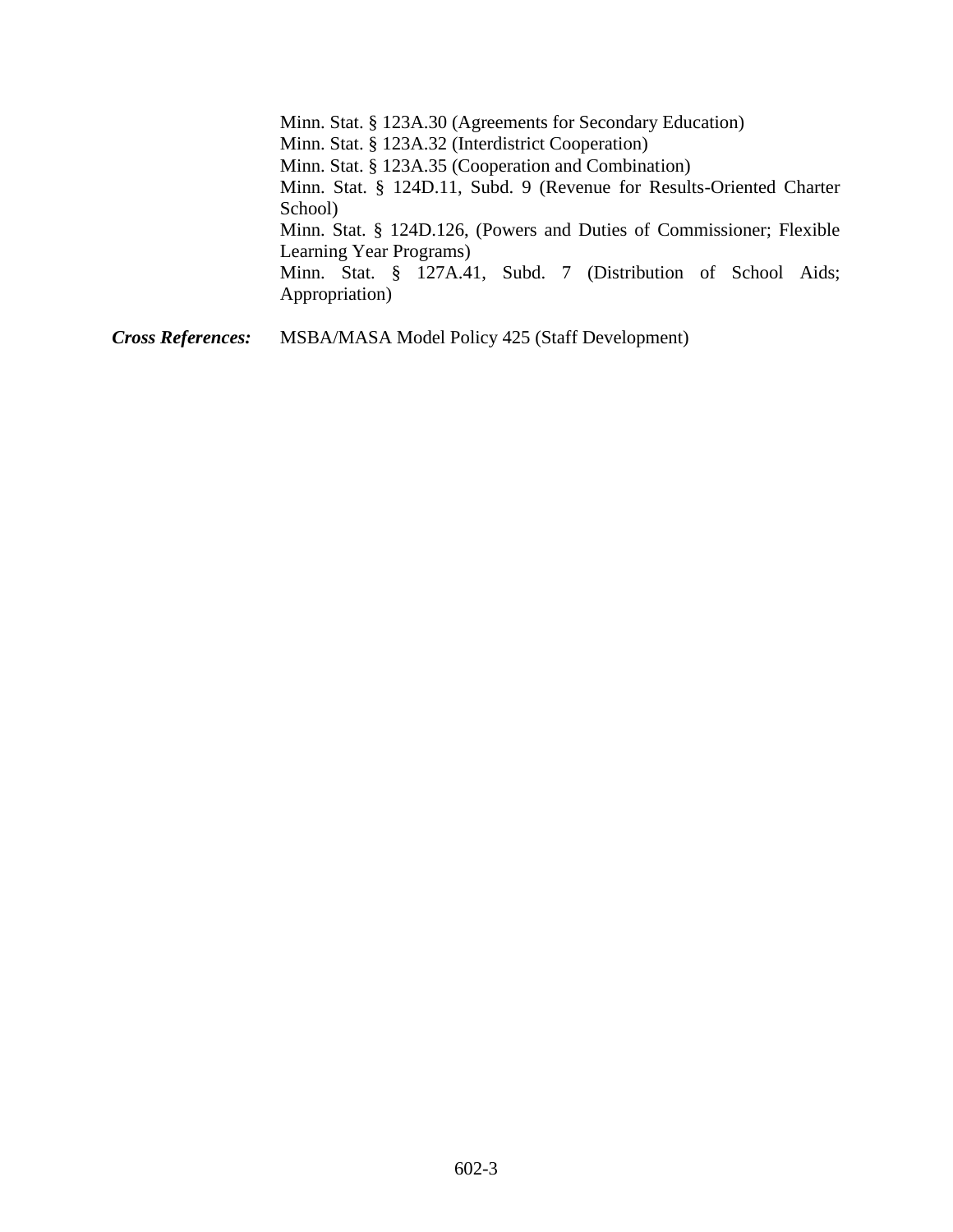Minn. Stat. § 123A.30 (Agreements for Secondary Education)
Minn. Stat. § 123A.32 (Interdistrict Cooperation)
Minn. Stat. § 123A.35 (Cooperation and Combination)
Minn. Stat. § 124D.11, Subd. 9 (Revenue for Results-Oriented Charter School)
Minn. Stat. § 124D.126, (Powers and Duties of Commissioner; Flexible Learning Year Programs)
Minn. Stat. § 127A.41, Subd. 7 (Distribution of School Aids; Appropriation)

***Cross References:*** MSBA/MASA Model Policy 425 (Staff Development)